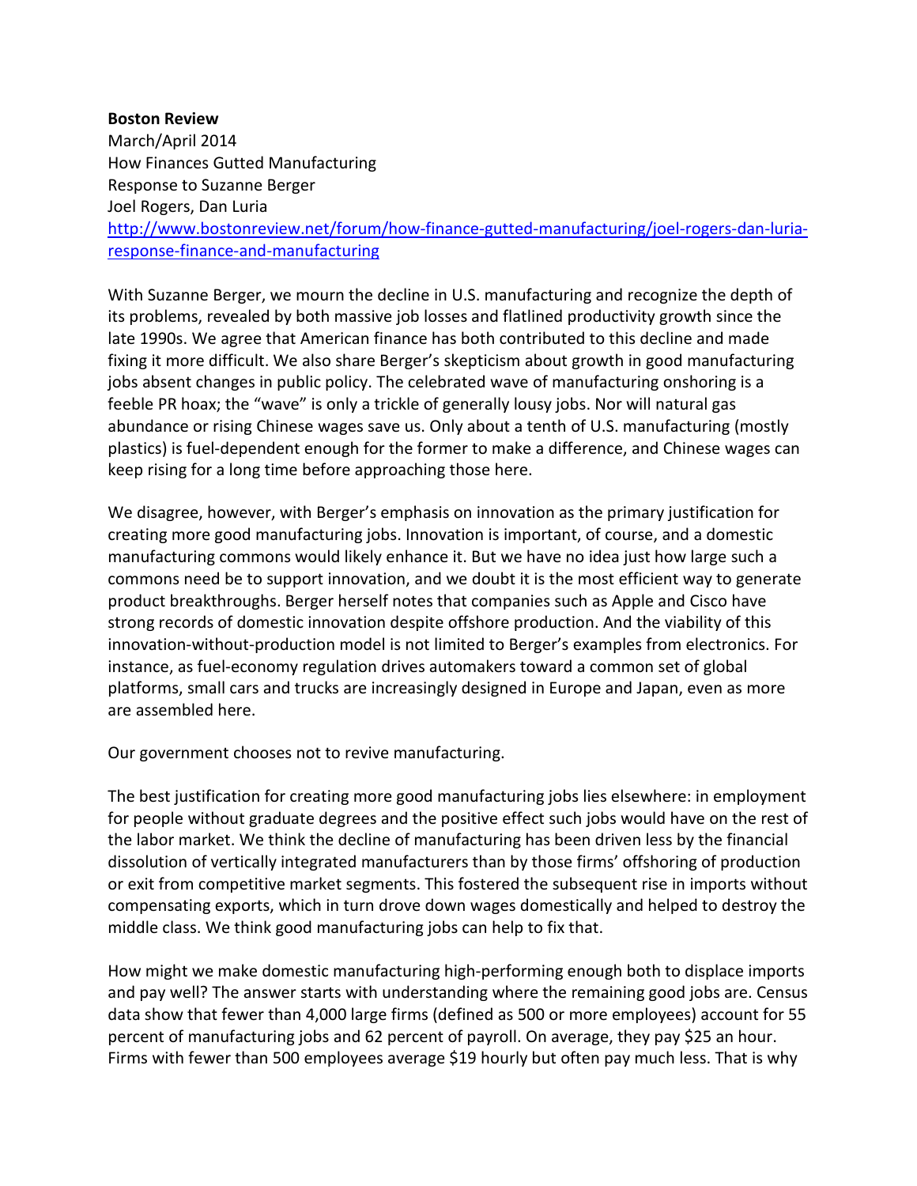**Boston Review**
March/April 2014
How Finances Gutted Manufacturing
Response to Suzanne Berger
Joel Rogers, Dan Luria
[http://www.bostonreview.net/forum/how-finance-gutted-manufacturing/joel-rogers-dan-luria-response-finance-and-manufacturing](http://www.bostonreview.net/forum/how-finance-gutted-manufacturing/joel-rogers-dan-luria-response-finance-and-manufacturing)

With Suzanne Berger, we mourn the decline in U.S. manufacturing and recognize the depth of its problems, revealed by both massive job losses and flatlined productivity growth since the late 1990s. We agree that American finance has both contributed to this decline and made fixing it more difficult. We also share Berger's skepticism about growth in good manufacturing jobs absent changes in public policy. The celebrated wave of manufacturing onshoring is a feeble PR hoax; the "wave" is only a trickle of generally lousy jobs. Nor will natural gas abundance or rising Chinese wages save us. Only about a tenth of U.S. manufacturing (mostly plastics) is fuel-dependent enough for the former to make a difference, and Chinese wages can keep rising for a long time before approaching those here.

We disagree, however, with Berger's emphasis on innovation as the primary justification for creating more good manufacturing jobs. Innovation is important, of course, and a domestic manufacturing commons would likely enhance it. But we have no idea just how large such a commons need be to support innovation, and we doubt it is the most efficient way to generate product breakthroughs. Berger herself notes that companies such as Apple and Cisco have strong records of domestic innovation despite offshore production. And the viability of this innovation-without-production model is not limited to Berger's examples from electronics. For instance, as fuel-economy regulation drives automakers toward a common set of global platforms, small cars and trucks are increasingly designed in Europe and Japan, even as more are assembled here.

Our government chooses not to revive manufacturing.

The best justification for creating more good manufacturing jobs lies elsewhere: in employment for people without graduate degrees and the positive effect such jobs would have on the rest of the labor market. We think the decline of manufacturing has been driven less by the financial dissolution of vertically integrated manufacturers than by those firms' offshoring of production or exit from competitive market segments. This fostered the subsequent rise in imports without compensating exports, which in turn drove down wages domestically and helped to destroy the middle class. We think good manufacturing jobs can help to fix that.

How might we make domestic manufacturing high-performing enough both to displace imports and pay well? The answer starts with understanding where the remaining good jobs are. Census data show that fewer than 4,000 large firms (defined as 500 or more employees) account for 55 percent of manufacturing jobs and 62 percent of payroll. On average, they pay $25 an hour. Firms with fewer than 500 employees average $19 hourly but often pay much less. That is why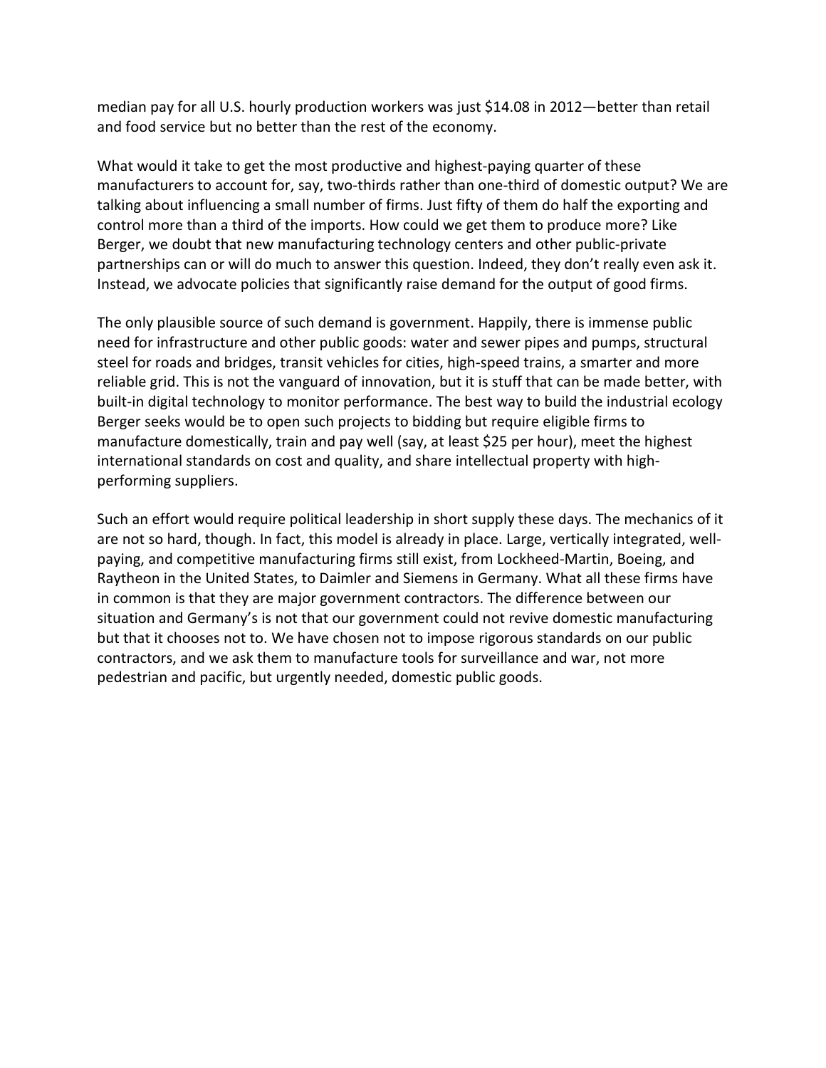median pay for all U.S. hourly production workers was just $14.08 in 2012—better than retail and food service but no better than the rest of the economy.

What would it take to get the most productive and highest-paying quarter of these manufacturers to account for, say, two-thirds rather than one-third of domestic output? We are talking about influencing a small number of firms. Just fifty of them do half the exporting and control more than a third of the imports. How could we get them to produce more? Like Berger, we doubt that new manufacturing technology centers and other public-private partnerships can or will do much to answer this question. Indeed, they don't really even ask it. Instead, we advocate policies that significantly raise demand for the output of good firms.

The only plausible source of such demand is government. Happily, there is immense public need for infrastructure and other public goods: water and sewer pipes and pumps, structural steel for roads and bridges, transit vehicles for cities, high-speed trains, a smarter and more reliable grid. This is not the vanguard of innovation, but it is stuff that can be made better, with built-in digital technology to monitor performance. The best way to build the industrial ecology Berger seeks would be to open such projects to bidding but require eligible firms to manufacture domestically, train and pay well (say, at least $25 per hour), meet the highest international standards on cost and quality, and share intellectual property with high-performing suppliers.

Such an effort would require political leadership in short supply these days. The mechanics of it are not so hard, though. In fact, this model is already in place. Large, vertically integrated, well-paying, and competitive manufacturing firms still exist, from Lockheed-Martin, Boeing, and Raytheon in the United States, to Daimler and Siemens in Germany. What all these firms have in common is that they are major government contractors. The difference between our situation and Germany's is not that our government could not revive domestic manufacturing but that it chooses not to. We have chosen not to impose rigorous standards on our public contractors, and we ask them to manufacture tools for surveillance and war, not more pedestrian and pacific, but urgently needed, domestic public goods.